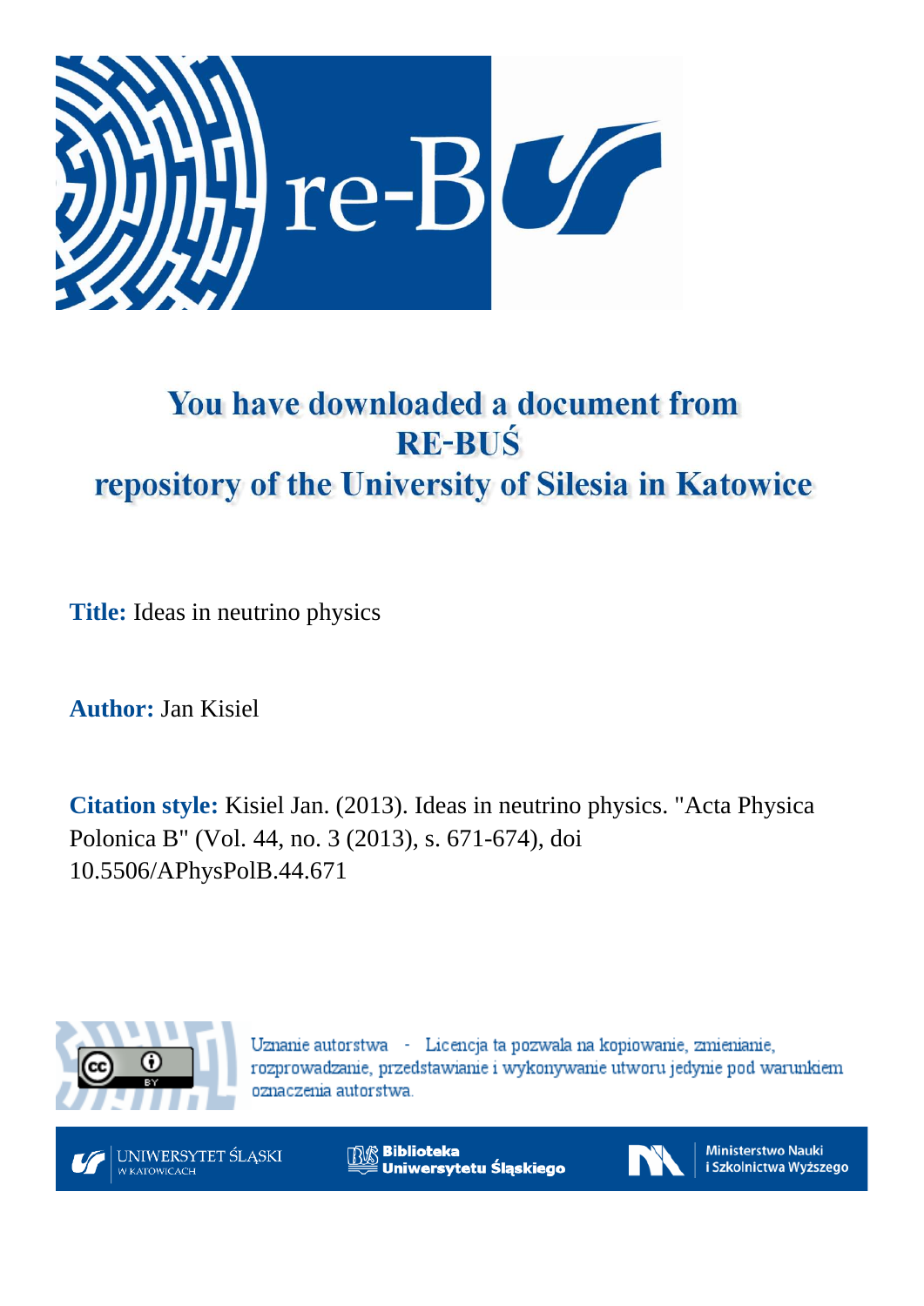# You have downloaded a document from RE-BUŚ repository of the University of Silesia in Katowice

**Title:** Ideas in neutrino physics

**Author:** Jan Kisiel

**Citation style:** Kisiel Jan. (2013). Ideas in neutrino physics. "Acta Physica Polonica B" (Vol. 44, no. 3 (2013), s. 671-674), doi 10.5506/APhysPolB.44.671

Uznanie autorstwa - Licencja ta pozwala na kopiowanie, zmienianie, rozprowadzanie, przedstawianie i wykonywanie utworu jedynie pod warunkiem oznaczenia autorstwa.

UNIWERSYTET ŚLĄSKI W KATOWICACH

Biblioteka Uniwersytetu Śląskiego

Ministerstwo Nauki i Szkolnictwa Wyższego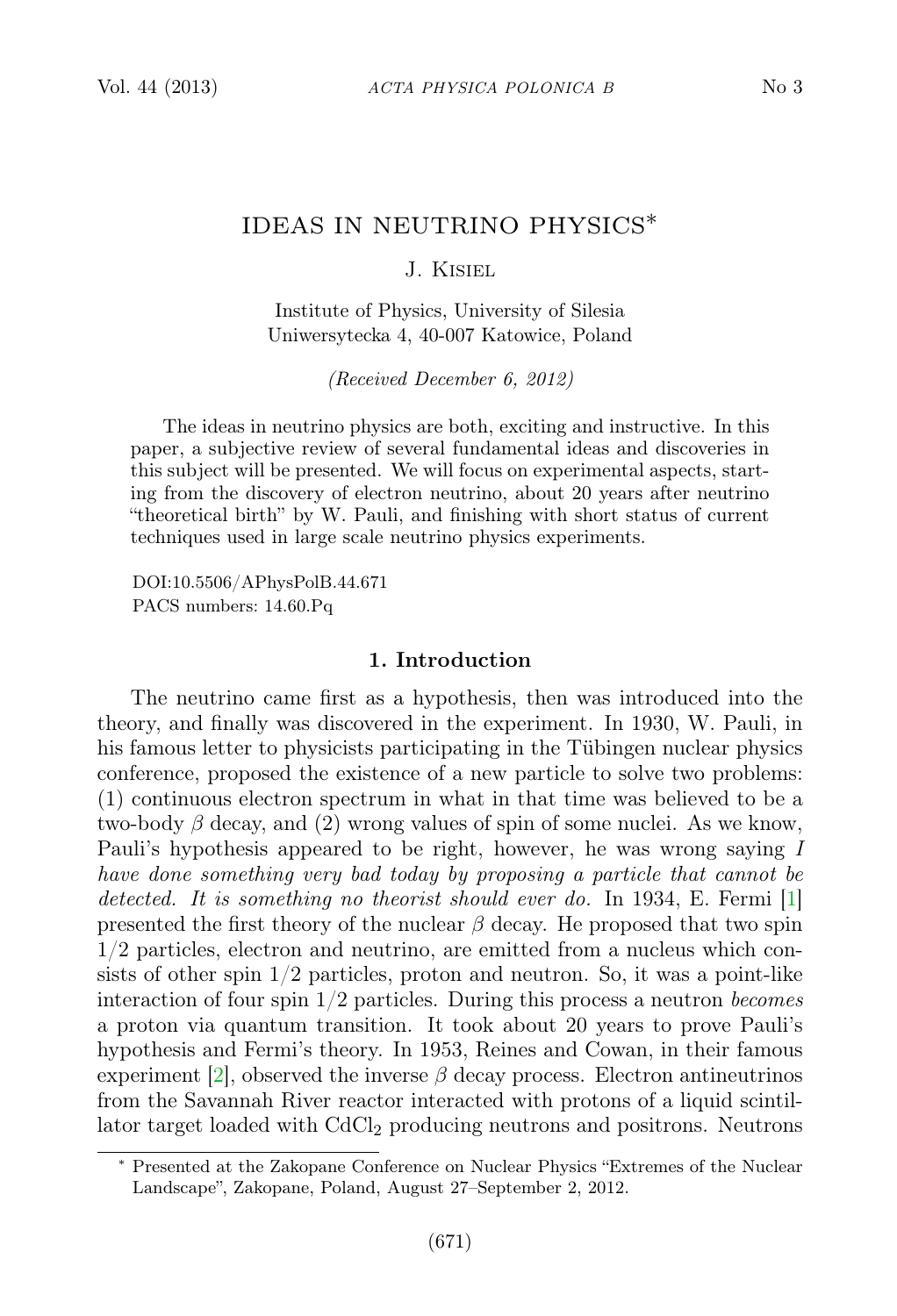# IDEAS IN NEUTRINO PHYSICS*

J. Kisiel

Institute of Physics, University of Silesia
Uniwersytecka 4, 40-007 Katowice, Poland

*(Received December 6, 2012)*

The ideas in neutrino physics are both, exciting and instructive. In this paper, a subjective review of several fundamental ideas and discoveries in this subject will be presented. We will focus on experimental aspects, starting from the discovery of electron neutrino, about 20 years after neutrino "theoretical birth" by W. Pauli, and finishing with short status of current techniques used in large scale neutrino physics experiments.

DOI:10.5506/APhysPolB.44.671
PACS numbers: 14.60.Pq

## 1. Introduction

The neutrino came first as a hypothesis, then was introduced into the theory, and finally was discovered in the experiment. In 1930, W. Pauli, in his famous letter to physicists participating in the Tübingen nuclear physics conference, proposed the existence of a new particle to solve two problems: (1) continuous electron spectrum in what in that time was believed to be a two-body $\beta$ decay, and (2) wrong values of spin of some nuclei. As we know, Pauli's hypothesis appeared to be right, however, he was wrong saying *I have done something very bad today by proposing a particle that cannot be detected. It is something no theorist should ever do.* In 1934, E. Fermi [1] presented the first theory of the nuclear $\beta$ decay. He proposed that two spin 1/2 particles, electron and neutrino, are emitted from a nucleus which consists of other spin 1/2 particles, proton and neutron. So, it was a point-like interaction of four spin 1/2 particles. During this process a neutron *becomes* a proton via quantum transition. It took about 20 years to prove Pauli's hypothesis and Fermi's theory. In 1953, Reines and Cowan, in their famous experiment [2], observed the inverse $\beta$ decay process. Electron antineutrinos from the Savannah River reactor interacted with protons of a liquid scintillator target loaded with $CdCl_2$ producing neutrons and positrons. Neutrons

---

* Presented at the Zakopane Conference on Nuclear Physics "Extremes of the Nuclear Landscape", Zakopane, Poland, August 27–September 2, 2012.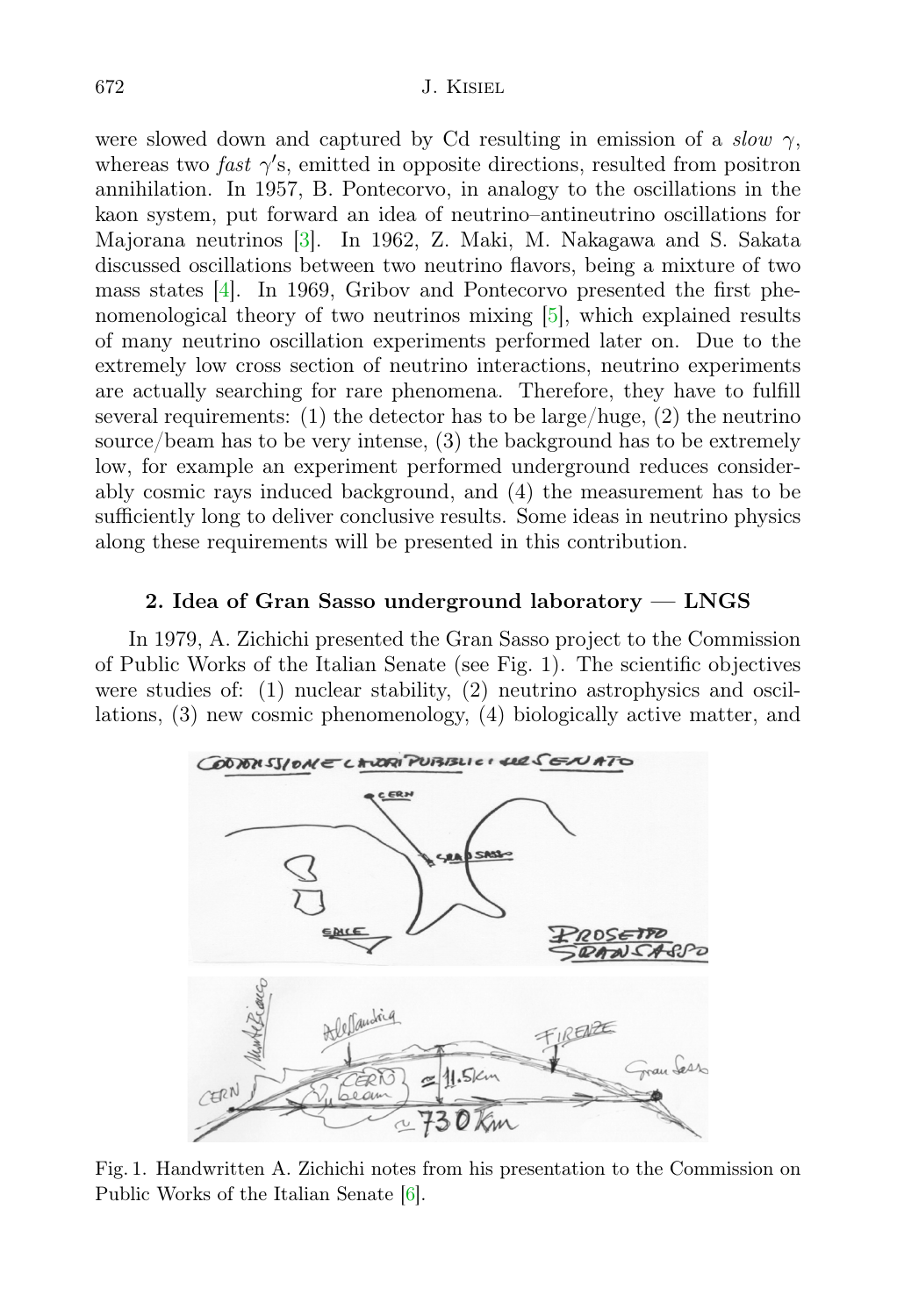were slowed down and captured by Cd resulting in emission of a *slow* $\gamma$, whereas two *fast* $\gamma'$s, emitted in opposite directions, resulted from positron annihilation. In 1957, B. Pontecorvo, in analogy to the oscillations in the kaon system, put forward an idea of neutrino–antineutrino oscillations for Majorana neutrinos [3]. In 1962, Z. Maki, M. Nakagawa and S. Sakata discussed oscillations between two neutrino flavors, being a mixture of two mass states [4]. In 1969, Gribov and Pontecorvo presented the first phenomenological theory of two neutrinos mixing [5], which explained results of many neutrino oscillation experiments performed later on. Due to the extremely low cross section of neutrino interactions, neutrino experiments are actually searching for rare phenomena. Therefore, they have to fulfill several requirements: (1) the detector has to be large/huge, (2) the neutrino source/beam has to be very intense, (3) the background has to be extremely low, for example an experiment performed underground reduces considerably cosmic rays induced background, and (4) the measurement has to be sufficiently long to deliver conclusive results. Some ideas in neutrino physics along these requirements will be presented in this contribution.

## 2. Idea of Gran Sasso underground laboratory — LNGS

In 1979, A. Zichichi presented the Gran Sasso project to the Commission of Public Works of the Italian Senate (see Fig. 1). The scientific objectives were studies of: (1) nuclear stability, (2) neutrino astrophysics and oscillations, (3) new cosmic phenomenology, (4) biologically active matter, and

Fig. 1. Handwritten A. Zichichi notes from his presentation to the Commission on Public Works of the Italian Senate [6].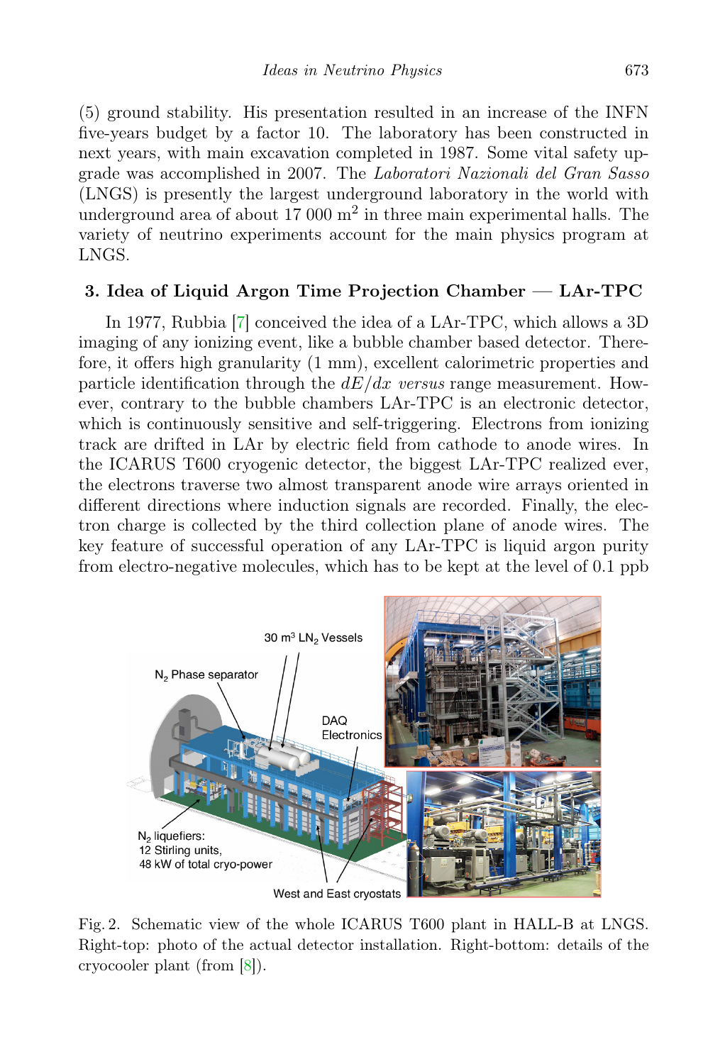(5) ground stability. His presentation resulted in an increase of the INFN five-years budget by a factor 10. The laboratory has been constructed in next years, with main excavation completed in 1987. Some vital safety upgrade was accomplished in 2007. The *Laboratori Nazionali del Gran Sasso* (LNGS) is presently the largest underground laboratory in the world with underground area of about 17 000 $m^2$ in three main experimental halls. The variety of neutrino experiments account for the main physics program at LNGS.

## 3. Idea of Liquid Argon Time Projection Chamber — LAr-TPC

In 1977, Rubbia [7] conceived the idea of a LAr-TPC, which allows a 3D imaging of any ionizing event, like a bubble chamber based detector. Therefore, it offers high granularity (1 mm), excellent calorimetric properties and particle identification through the $dE/dx$ *versus* range measurement. However, contrary to the bubble chambers LAr-TPC is an electronic detector, which is continuously sensitive and self-triggering. Electrons from ionizing track are drifted in LAr by electric field from cathode to anode wires. In the ICARUS T600 cryogenic detector, the biggest LAr-TPC realized ever, the electrons traverse two almost transparent anode wire arrays oriented in different directions where induction signals are recorded. Finally, the electron charge is collected by the third collection plane of anode wires. The key feature of successful operation of any LAr-TPC is liquid argon purity from electro-negative molecules, which has to be kept at the level of 0.1 ppb

Fig. 2. Schematic view of the whole ICARUS T600 plant in HALL-B at LNGS. Right-top: photo of the actual detector installation. Right-bottom: details of the cryocooler plant (from [8]).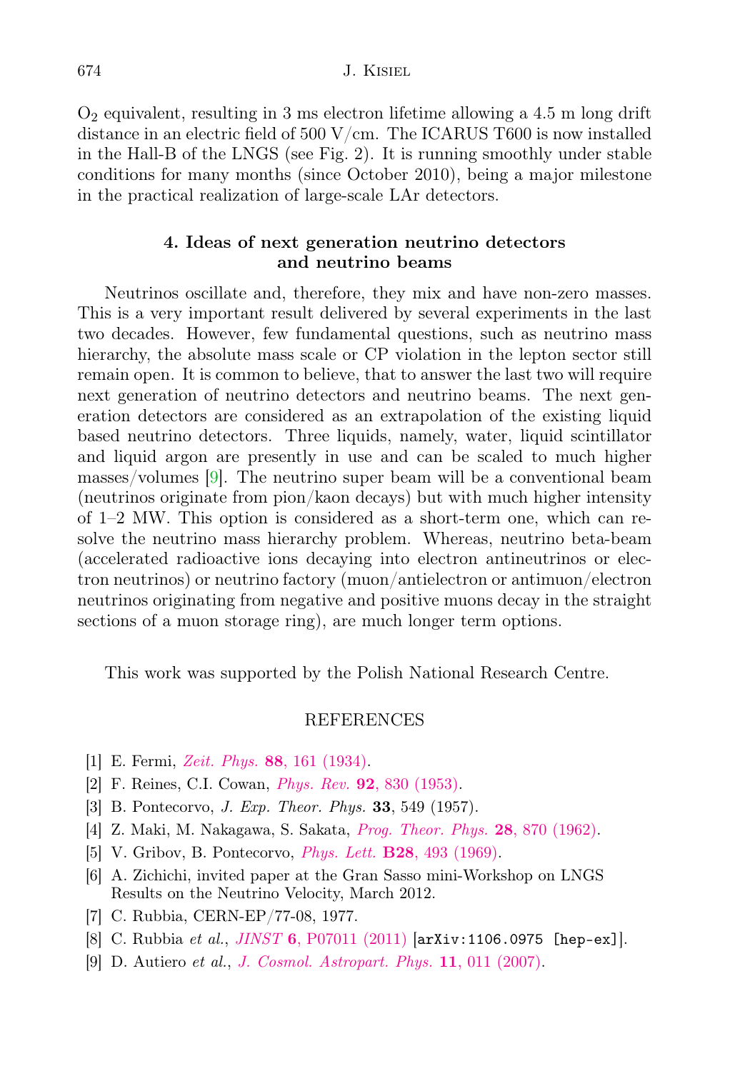$O_2$ equivalent, resulting in 3 ms electron lifetime allowing a 4.5 m long drift distance in an electric field of 500 V/cm. The ICARUS T600 is now installed in the Hall-B of the LNGS (see Fig. 2). It is running smoothly under stable conditions for many months (since October 2010), being a major milestone in the practical realization of large-scale LAr detectors.

## 4. Ideas of next generation neutrino detectors and neutrino beams

Neutrinos oscillate and, therefore, they mix and have non-zero masses. This is a very important result delivered by several experiments in the last two decades. However, few fundamental questions, such as neutrino mass hierarchy, the absolute mass scale or CP violation in the lepton sector still remain open. It is common to believe, that to answer the last two will require next generation of neutrino detectors and neutrino beams. The next generation detectors are considered as an extrapolation of the existing liquid based neutrino detectors. Three liquids, namely, water, liquid scintillator and liquid argon are presently in use and can be scaled to much higher masses/volumes [9]. The neutrino super beam will be a conventional beam (neutrinos originate from pion/kaon decays) but with much higher intensity of 1–2 MW. This option is considered as a short-term one, which can resolve the neutrino mass hierarchy problem. Whereas, neutrino beta-beam (accelerated radioactive ions decaying into electron antineutrinos or electron neutrinos) or neutrino factory (muon/antielectron or antimuon/electron neutrinos originating from negative and positive muons decay in the straight sections of a muon storage ring), are much longer term options.

This work was supported by the Polish National Research Centre.

## REFERENCES

[1] E. Fermi, *Zeit. Phys.* **88**, 161 (1934).

[2] F. Reines, C.I. Cowan, *Phys. Rev.* **92**, 830 (1953).

[3] B. Pontecorvo, *J. Exp. Theor. Phys.* **33**, 549 (1957).

[4] Z. Maki, M. Nakagawa, S. Sakata, *Prog. Theor. Phys.* **28**, 870 (1962).

[5] V. Gribov, B. Pontecorvo, *Phys. Lett.* **B28**, 493 (1969).

[6] A. Zichichi, invited paper at the Gran Sasso mini-Workshop on LNGS Results on the Neutrino Velocity, March 2012.

[7] C. Rubbia, CERN-EP/77-08, 1977.

[8] C. Rubbia *et al.*, *JINST* **6**, P07011 (2011) [arXiv:1106.0975 [hep-ex]].

[9] D. Autiero *et al.*, *J. Cosmol. Astropart. Phys.* **11**, 011 (2007).